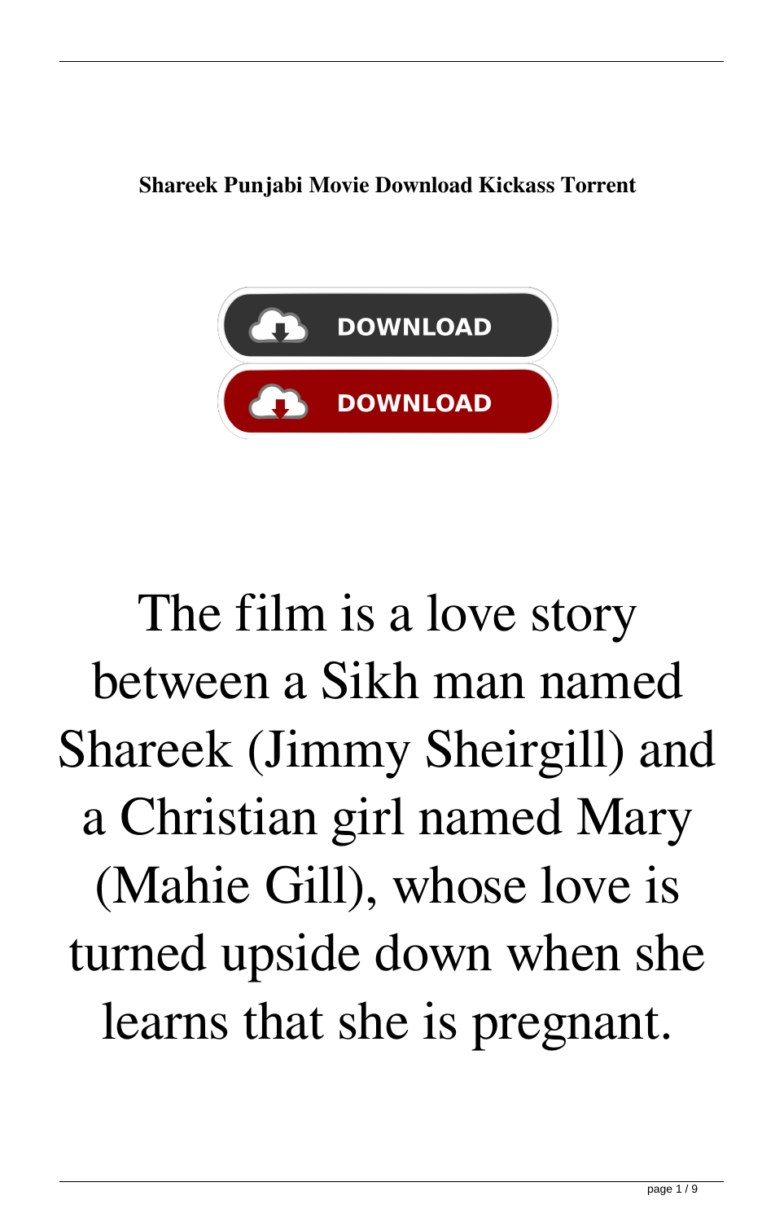**Shareek Punjabi Movie Download Kickass Torrent**

DOWNLOAD

DOWNLOAD

The film is a love story between a Sikh man named Shareek (Jimmy Sheirgill) and a Christian girl named Mary (Mahie Gill), whose love is turned upside down when she learns that she is pregnant.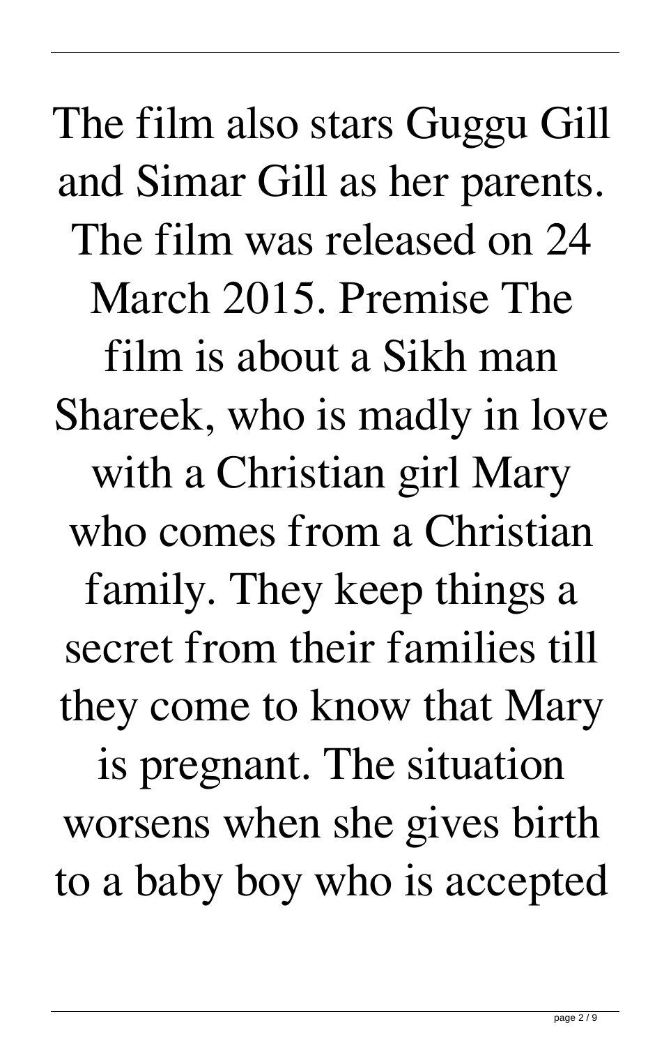The film also stars Guggu Gill and Simar Gill as her parents. The film was released on 24 March 2015. Premise The film is about a Sikh man Shareek, who is madly in love with a Christian girl Mary who comes from a Christian family. They keep things a secret from their families till they come to know that Mary is pregnant. The situation worsens when she gives birth to a baby boy who is accepted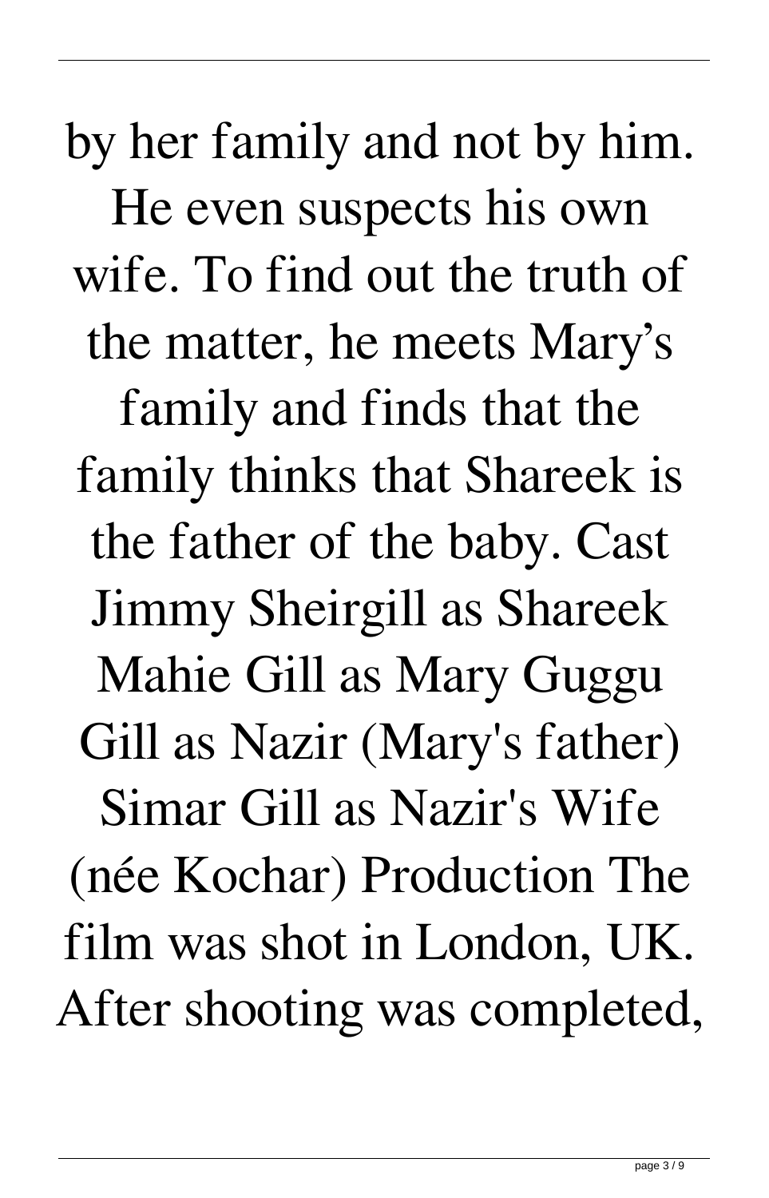by her family and not by him. He even suspects his own wife. To find out the truth of the matter, he meets Mary's family and finds that the family thinks that Shareek is the father of the baby. Cast Jimmy Sheirgill as Shareek Mahie Gill as Mary Guggu Gill as Nazir (Mary's father) Simar Gill as Nazir's Wife (née Kochar) Production The film was shot in London, UK. After shooting was completed,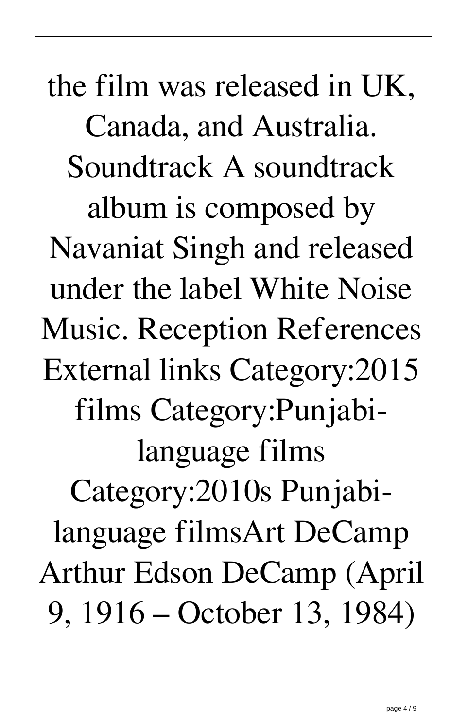the film was released in UK, Canada, and Australia. Soundtrack A soundtrack album is composed by Navaniat Singh and released under the label White Noise Music. Reception References External links Category:2015 films Category:Punjabi-language films Category:2010s Punjabi-language filmsArt DeCamp Arthur Edson DeCamp (April 9, 1916 – October 13, 1984)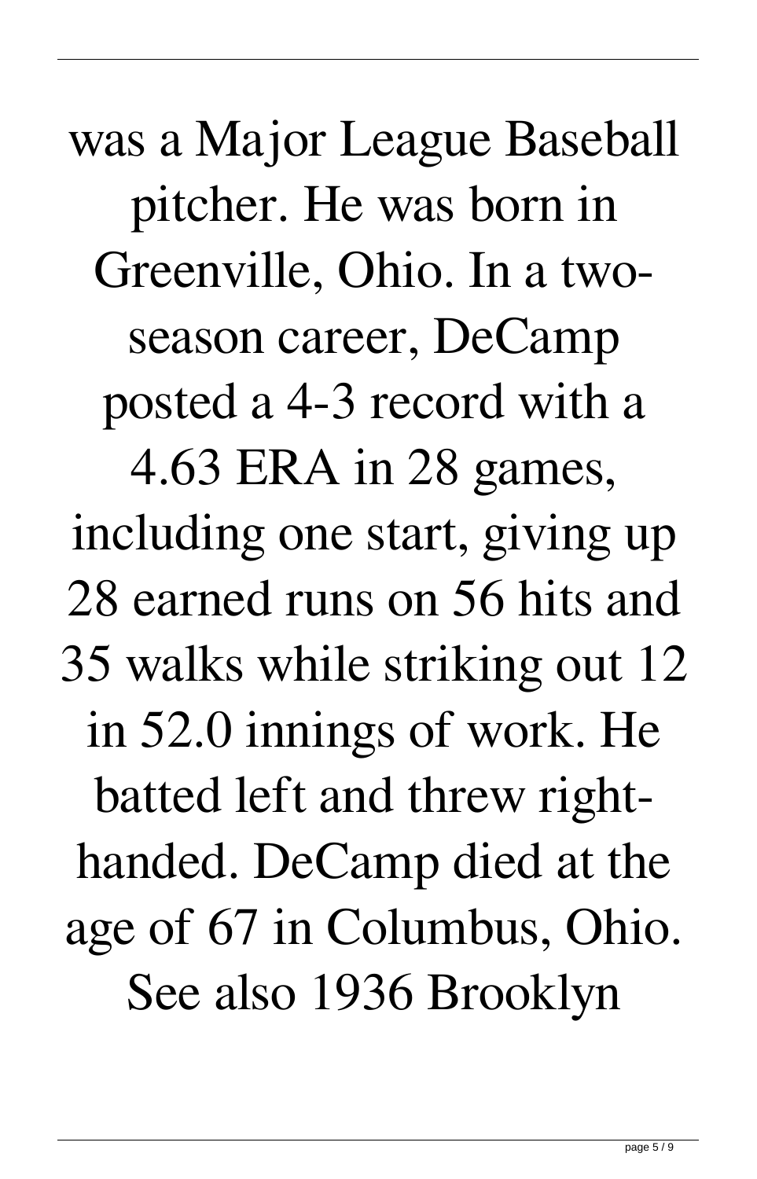was a Major League Baseball pitcher. He was born in Greenville, Ohio. In a two-season career, DeCamp posted a 4-3 record with a 4.63 ERA in 28 games, including one start, giving up 28 earned runs on 56 hits and 35 walks while striking out 12 in 52.0 innings of work. He batted left and threw right-handed. DeCamp died at the age of 67 in Columbus, Ohio. See also 1936 Brooklyn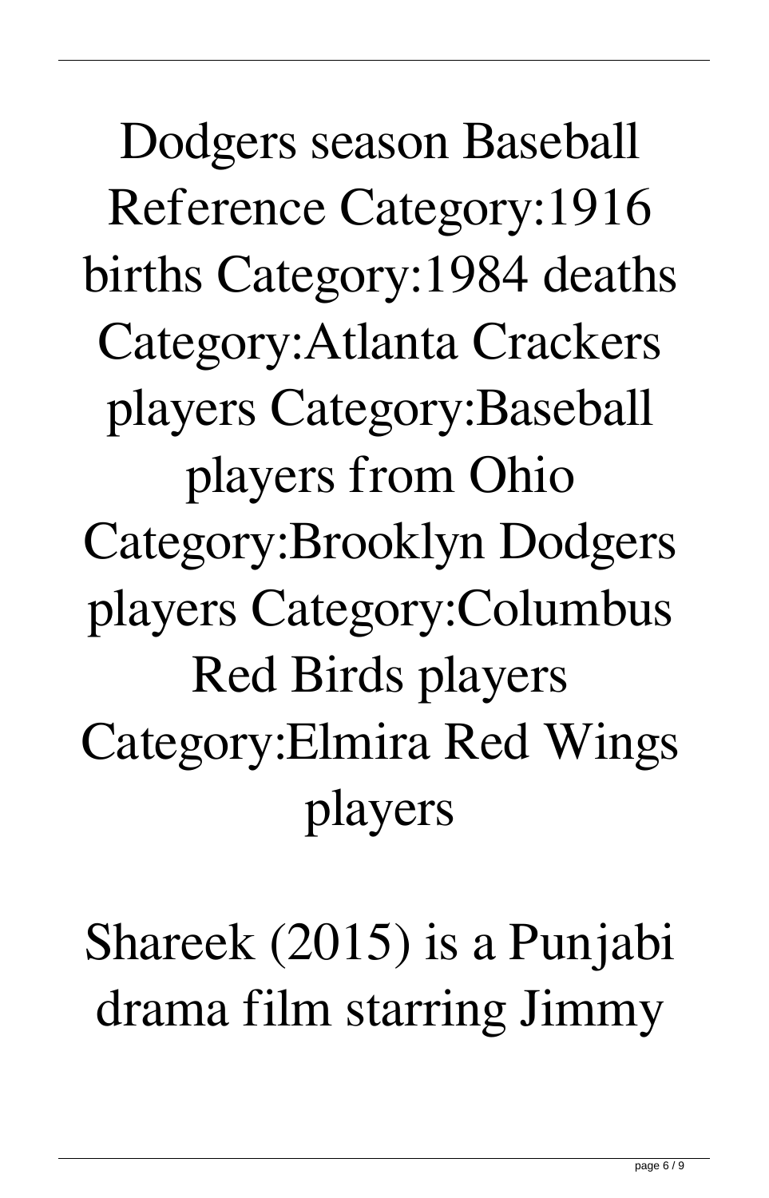Dodgers season Baseball Reference Category:1916 births Category:1984 deaths Category:Atlanta Crackers players Category:Baseball players from Ohio Category:Brooklyn Dodgers players Category:Columbus Red Birds players Category:Elmira Red Wings players

Shareek (2015) is a Punjabi drama film starring Jimmy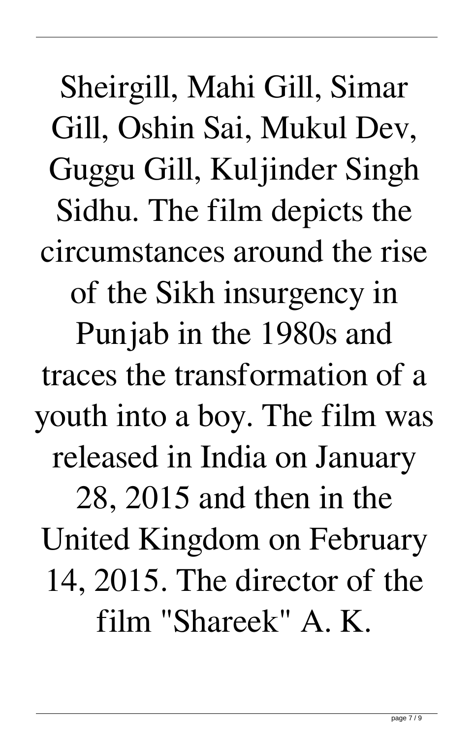Sheirgill, Mahi Gill, Simar Gill, Oshin Sai, Mukul Dev, Guggu Gill, Kuljinder Singh Sidhu. The film depicts the circumstances around the rise of the Sikh insurgency in Punjab in the 1980s and traces the transformation of a youth into a boy. The film was released in India on January 28, 2015 and then in the United Kingdom on February 14, 2015. The director of the film "Shareek" A. K.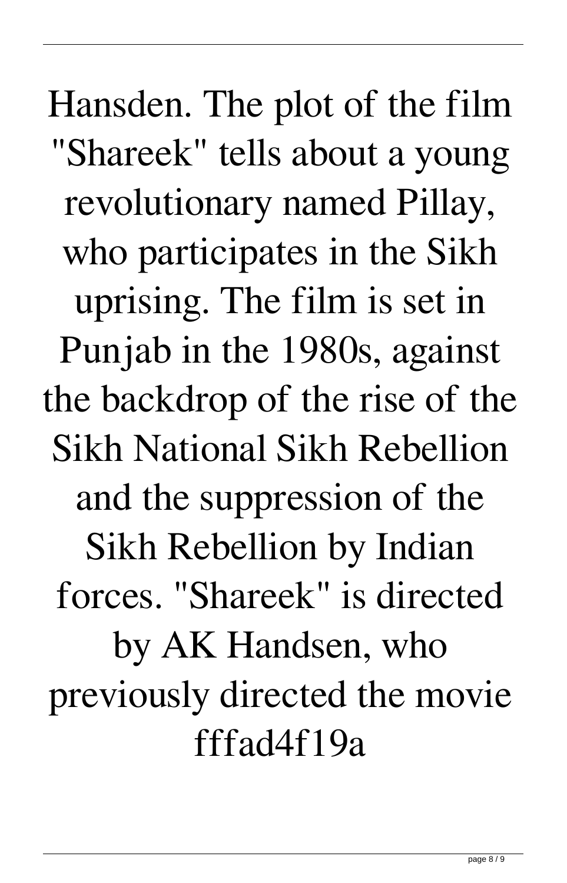Hansden. The plot of the film "Shareek" tells about a young revolutionary named Pillay, who participates in the Sikh uprising. The film is set in Punjab in the 1980s, against the backdrop of the rise of the Sikh National Sikh Rebellion and the suppression of the Sikh Rebellion by Indian forces. "Shareek" is directed by AK Handsen, who previously directed the movie fffad4f19a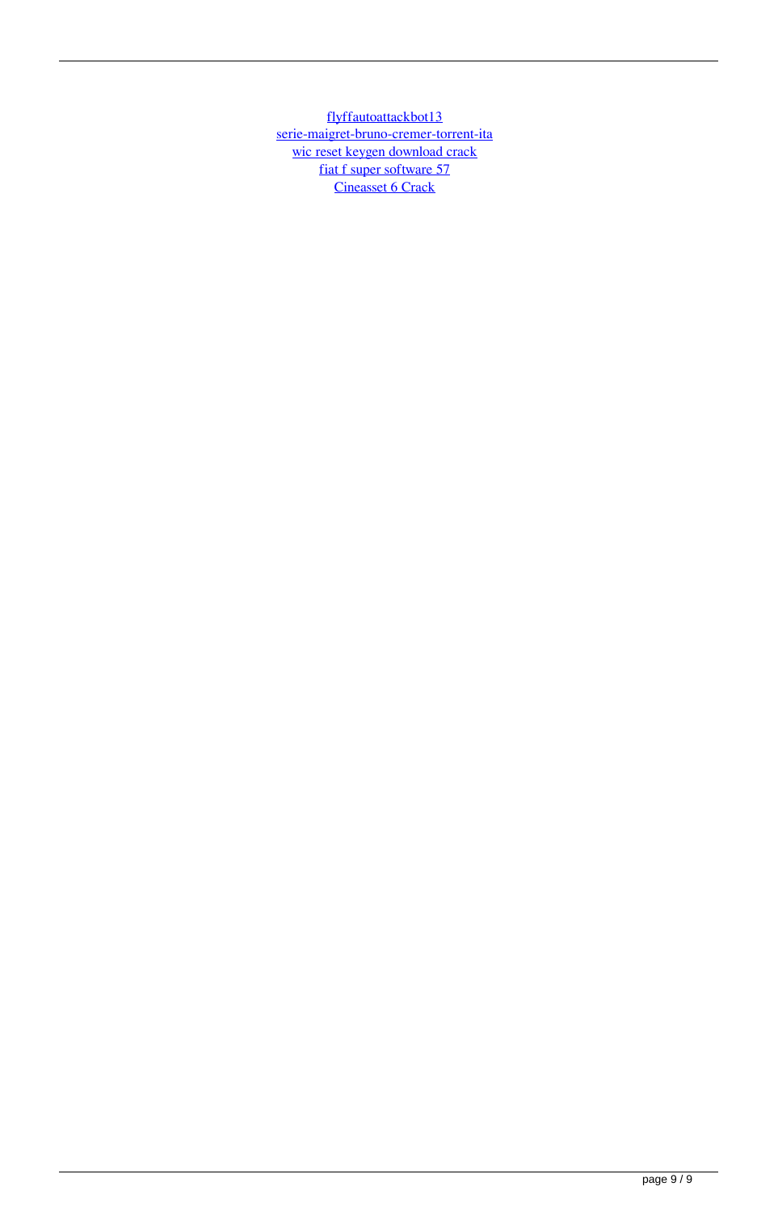flyffautoattackbot13
serie-maigret-bruno-cremer-torrent-ita
wic reset keygen download crack
fiat f super software 57
Cineasset 6 Crack